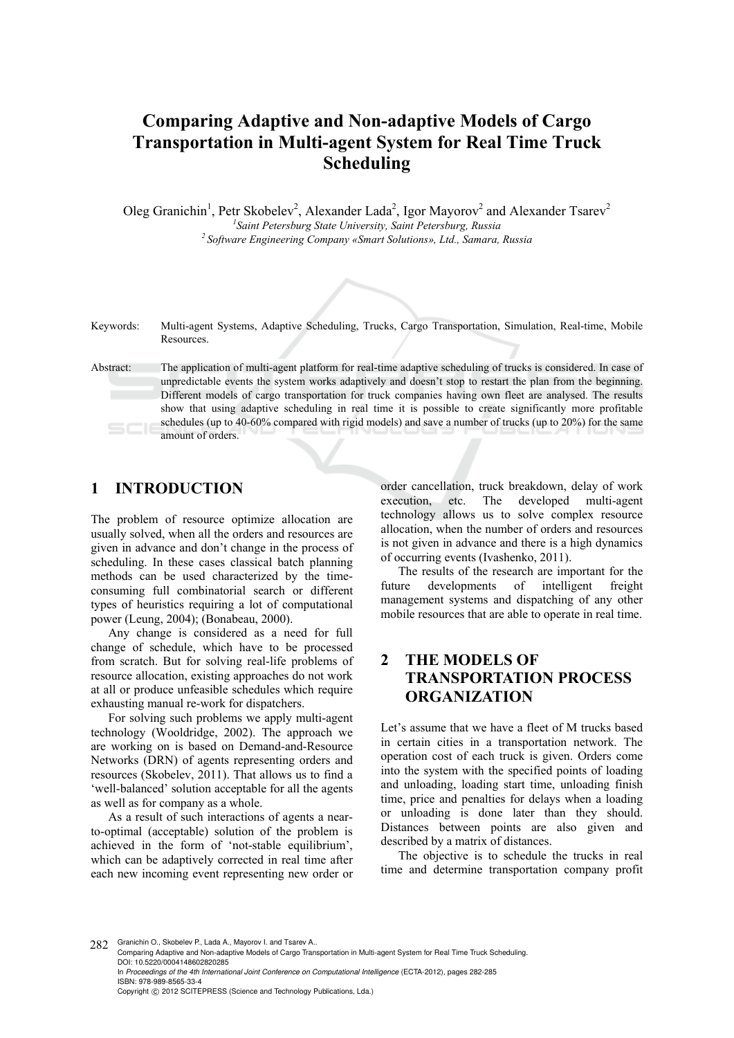# Comparing Adaptive and Non-adaptive Models of Cargo Transportation in Multi-agent System for Real Time Truck Scheduling

Oleg Granichin[1], Petr Skobelev[2], Alexander Lada[2], Igor Mayorov[2] and Alexander Tsarev[2]

[1]*Saint Petersburg State University, Saint Petersburg, Russia*
[2] *Software Engineering Company «Smart Solutions», Ltd., Samara, Russia*

Keywords: Multi-agent Systems, Adaptive Scheduling, Trucks, Cargo Transportation, Simulation, Real-time, Mobile Resources.

Abstract: The application of multi-agent platform for real-time adaptive scheduling of trucks is considered. In case of unpredictable events the system works adaptively and doesn't stop to restart the plan from the beginning. Different models of cargo transportation for truck companies having own fleet are analysed. The results show that using adaptive scheduling in real time it is possible to create significantly more profitable schedules (up to 40-60% compared with rigid models) and save a number of trucks (up to 20%) for the same amount of orders.

## 1 INTRODUCTION

The problem of resource optimize allocation are usually solved, when all the orders and resources are given in advance and don't change in the process of scheduling. In these cases classical batch planning methods can be used characterized by the time-consuming full combinatorial search or different types of heuristics requiring a lot of computational power (Leung, 2004); (Bonabeau, 2000).

Any change is considered as a need for full change of schedule, which have to be processed from scratch. But for solving real-life problems of resource allocation, existing approaches do not work at all or produce unfeasible schedules which require exhausting manual re-work for dispatchers.

For solving such problems we apply multi-agent technology (Wooldridge, 2002). The approach we are working on is based on Demand-and-Resource Networks (DRN) of agents representing orders and resources (Skobelev, 2011). That allows us to find a 'well-balanced' solution acceptable for all the agents as well as for company as a whole.

As a result of such interactions of agents a near-to-optimal (acceptable) solution of the problem is achieved in the form of 'not-stable equilibrium', which can be adaptively corrected in real time after each new incoming event representing new order or order cancellation, truck breakdown, delay of work execution, etc. The developed multi-agent technology allows us to solve complex resource allocation, when the number of orders and resources is not given in advance and there is a high dynamics of occurring events (Ivashenko, 2011).

The results of the research are important for the future developments of intelligent freight management systems and dispatching of any other mobile resources that are able to operate in real time.

## 2 THE MODELS OF TRANSPORTATION PROCESS ORGANIZATION

Let's assume that we have a fleet of M trucks based in certain cities in a transportation network. The operation cost of each truck is given. Orders come into the system with the specified points of loading and unloading, loading start time, unloading finish time, price and penalties for delays when a loading or unloading is done later than they should. Distances between points are also given and described by a matrix of distances.

The objective is to schedule the trucks in real time and determine transportation company profit

Granichin O., Skobelev P., Lada A., Mayorov I. and Tsarev A..
Comparing Adaptive and Non-adaptive Models of Cargo Transportation in Multi-agent System for Real Time Truck Scheduling.
DOI: 10.5220/0004148602820285
In *Proceedings of the 4th International Joint Conference on Computational Intelligence* (ECTA-2012), pages 282-285
ISBN: 978-989-8565-33-4
Copyright © 2012 SCITEPRESS (Science and Technology Publications, Lda.)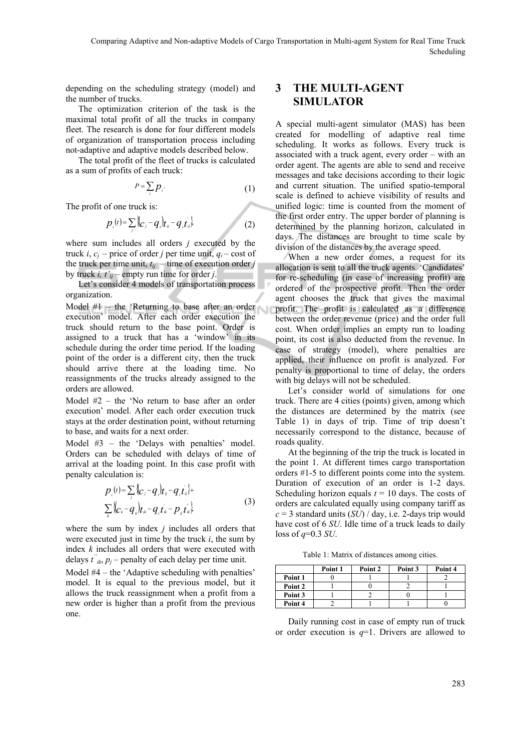depending on the scheduling strategy (model) and the number of trucks.

The optimization criterion of the task is the maximal total profit of all the trucks in company fleet. The research is done for four different models of organization of transportation process including not-adaptive and adaptive models described below.

The total profit of the fleet of trucks is calculated as a sum of profits of each truck:

$$P = \sum_i p_i. \tag{1}$$

The profit of one truck is:

$$p_i(t) = \sum_j \{(c_j - q_i)t_{ij} - q_i t'_{ij}\} \tag{2}$$

where sum includes all orders $j$ executed by the truck $i$, $c_j$ – price of order $j$ per time unit, $q_i$ – cost of the truck per time unit, $t_{ij}$ – time of execution order $j$ by truck $i$, $t'_{ij}$ – empty run time for order $j$.

Let's consider 4 models of transportation process organization.

Model #1 – the 'Returning to base after an order execution' model. After each order execution the truck should return to the base point. Order is assigned to a truck that has a 'window' in its schedule during the order time period. If the loading point of the order is a different city, then the truck should arrive there at the loading time. No reassignments of the trucks already assigned to the orders are allowed.

Model #2 – the 'No return to base after an order execution' model. After each order execution truck stays at the order destination point, without returning to base, and waits for a next order.

Model #3 – the 'Delays with penalties' model. Orders can be scheduled with delays of time of arrival at the loading point. In this case profit with penalty calculation is:

$$p_i(t) = \sum_j \{(c_j - q_i)t_{ij} - q_i t'_{ij}\} + \sum_k \{(c_k - q_k)t_{ik} - q_i t'_{ik} - p_k t''_{ik}\} \tag{3}$$

where the sum by index $j$ includes all orders that were executed just in time by the truck $i$, the sum by index $k$ includes all orders that were executed with delays $t''_{ik}$, $p_j$ – penalty of each delay per time unit.

Model #4 – the 'Adaptive scheduling with penalties' model. It is equal to the previous model, but it allows the truck reassignment when a profit from a new order is higher than a profit from the previous one.

# 3 THE MULTI-AGENT SIMULATOR

A special multi-agent simulator (MAS) has been created for modelling of adaptive real time scheduling. It works as follows. Every truck is associated with a truck agent, every order – with an order agent. The agents are able to send and receive messages and take decisions according to their logic and current situation. The unified spatio-temporal scale is defined to achieve visibility of results and unified logic: time is counted from the moment of the first order entry. The upper border of planning is determined by the planning horizon, calculated in days. The distances are brought to time scale by division of the distances by the average speed.

When a new order comes, a request for its allocation is sent to all the truck agents. 'Candidates' for re-scheduling (in case of increasing profit) are ordered of the prospective profit. Then the order agent chooses the truck that gives the maximal profit. The profit is calculated as a difference between the order revenue (price) and the order full cost. When order implies an empty run to loading point, its cost is also deducted from the revenue. In case of strategy (model), where penalties are applied, their influence on profit is analyzed. For penalty is proportional to time of delay, the orders with big delays will not be scheduled.

Let's consider world of simulations for one truck. There are 4 cities (points) given, among which the distances are determined by the matrix (see Table 1) in days of trip. Time of trip doesn't necessarily correspond to the distance, because of roads quality.

At the beginning of the trip the truck is located in the point 1. At different times cargo transportation orders #1-5 to different points come into the system. Duration of execution of an order is 1-2 days. Scheduling horizon equals $t = 10$ days. The costs of orders are calculated equally using company tariff as $c = 3$ standard units (*SU*) / day, i.e. 2-days trip would have cost of 6 *SU*. Idle time of a truck leads to daily loss of $q$=0.3 *SU*.

Table 1: Matrix of distances among cities.

| | Point 1 | Point 2 | Point 3 | Point 4 |
|---|---|---|---|---|
| **Point 1** | 0 | 1 | 1 | 2 |
| **Point 2** | 1 | 0 | 2 | 1 |
| **Point 3** | 1 | 2 | 0 | 1 |
| **Point 4** | 2 | 1 | 1 | 0 |

Daily running cost in case of empty run of truck or order execution is $q$=1. Drivers are allowed to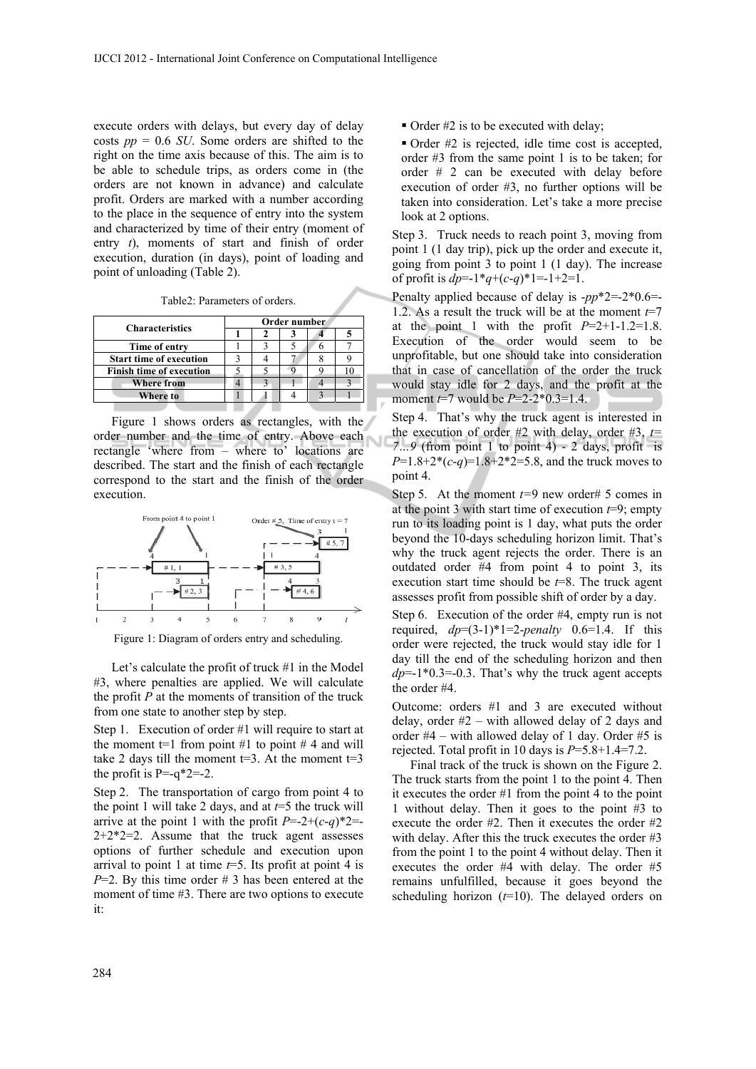execute orders with delays, but every day of delay costs $pp$ = 0.6 $SU$. Some orders are shifted to the right on the time axis because of this. The aim is to be able to schedule trips, as orders come in (the orders are not known in advance) and calculate profit. Orders are marked with a number according to the place in the sequence of entry into the system and characterized by time of their entry (moment of entry $t$), moments of start and finish of order execution, duration (in days), point of loading and point of unloading (Table 2).

Table2: Parameters of orders.

| Characteristics | Order number | | | | |
|---|---|---|---|---|---|
| | 1 | 2 | 3 | 4 | 5 |
| **Time of entry** | 1 | 3 | 5 | 6 | 7 |
| **Start time of execution** | 3 | 4 | 7 | 8 | 9 |
| **Finish time of execution** | 5 | 5 | 9 | 9 | 10 |
| **Where from** | 4 | 3 | 1 | 4 | 3 |
| **Where to** | 1 | 1 | 4 | 3 | 1 |

Figure 1 shows orders as rectangles, with the order number and the time of entry. Above each rectangle 'where from – where to' locations are described. The start and the finish of each rectangle correspond to the start and the finish of the order execution.

Figure 1: Diagram of orders entry and scheduling.

Let's calculate the profit of truck #1 in the Model #3, where penalties are applied. We will calculate the profit $P$ at the moments of transition of the truck from one state to another step by step.

Step 1. Execution of order #1 will require to start at the moment t=1 from point #1 to point # 4 and will take 2 days till the moment t=3. At the moment t=3 the profit is P=-q*2=-2.

Step 2. The transportation of cargo from point 4 to the point 1 will take 2 days, and at $t$=5 the truck will arrive at the point 1 with the profit $P$=-2+($c$-$q$)*2=-2+2*2=2. Assume that the truck agent assesses options of further schedule and execution upon arrival to point 1 at time $t$=5. Its profit at point 4 is $P$=2. By this time order # 3 has been entered at the moment of time #3. There are two options to execute it:

- Order #2 is to be executed with delay;
- Order #2 is rejected, idle time cost is accepted, order #3 from the same point 1 is to be taken; for order # 2 can be executed with delay before execution of order #3, no further options will be taken into consideration. Let's take a more precise look at 2 options.

Step 3. Truck needs to reach point 3, moving from point 1 (1 day trip), pick up the order and execute it, going from point 3 to point 1 (1 day). The increase of profit is $dp$=-1*$q$+($c$-$q$)*1=-1+2=1.

Penalty applied because of delay is -$pp$*2=-2*0.6=-1.2. As a result the truck will be at the moment $t$=7 at the point 1 with the profit $P$=2+1-1.2=1.8. Execution of the order would seem to be unprofitable, but one should take into consideration that in case of cancellation of the order the truck would stay idle for 2 days, and the profit at the moment $t$=7 would be $P$=2-2*0.3=1.4.

Step 4. That's why the truck agent is interested in the execution of order #2 with delay, order #3, $t$= $7...9$ (from point 1 to point 4) - 2 days, profit is $P$=1.8+2*($c$-$q$)=1.8+2*2=5.8, and the truck moves to point 4.

Step 5. At the moment $t$=9 new order# 5 comes in at the point 3 with start time of execution $t$=9; empty run to its loading point is 1 day, what puts the order beyond the 10-days scheduling horizon limit. That's why the truck agent rejects the order. There is an outdated order #4 from point 4 to point 3, its execution start time should be $t$=8. The truck agent assesses profit from possible shift of order by a day.

Step 6. Execution of the order #4, empty run is not required, $dp$=(3-1)*1=2-$penalty$ 0.6=1.4. If this order were rejected, the truck would stay idle for 1 day till the end of the scheduling horizon and then $dp$=-1*0.3=-0.3. That's why the truck agent accepts the order #4.

Outcome: orders #1 and 3 are executed without delay, order #2 – with allowed delay of 2 days and order #4 – with allowed delay of 1 day. Order #5 is rejected. Total profit in 10 days is $P$=5.8+1.4=7.2.

Final track of the truck is shown on the Figure 2. The truck starts from the point 1 to the point 4. Then it executes the order #1 from the point 4 to the point 1 without delay. Then it goes to the point #3 to execute the order #2. Then it executes the order #2 with delay. After this the truck executes the order #3 from the point 1 to the point 4 without delay. Then it executes the order #4 with delay. The order #5 remains unfulfilled, because it goes beyond the scheduling horizon ($t$=10). The delayed orders on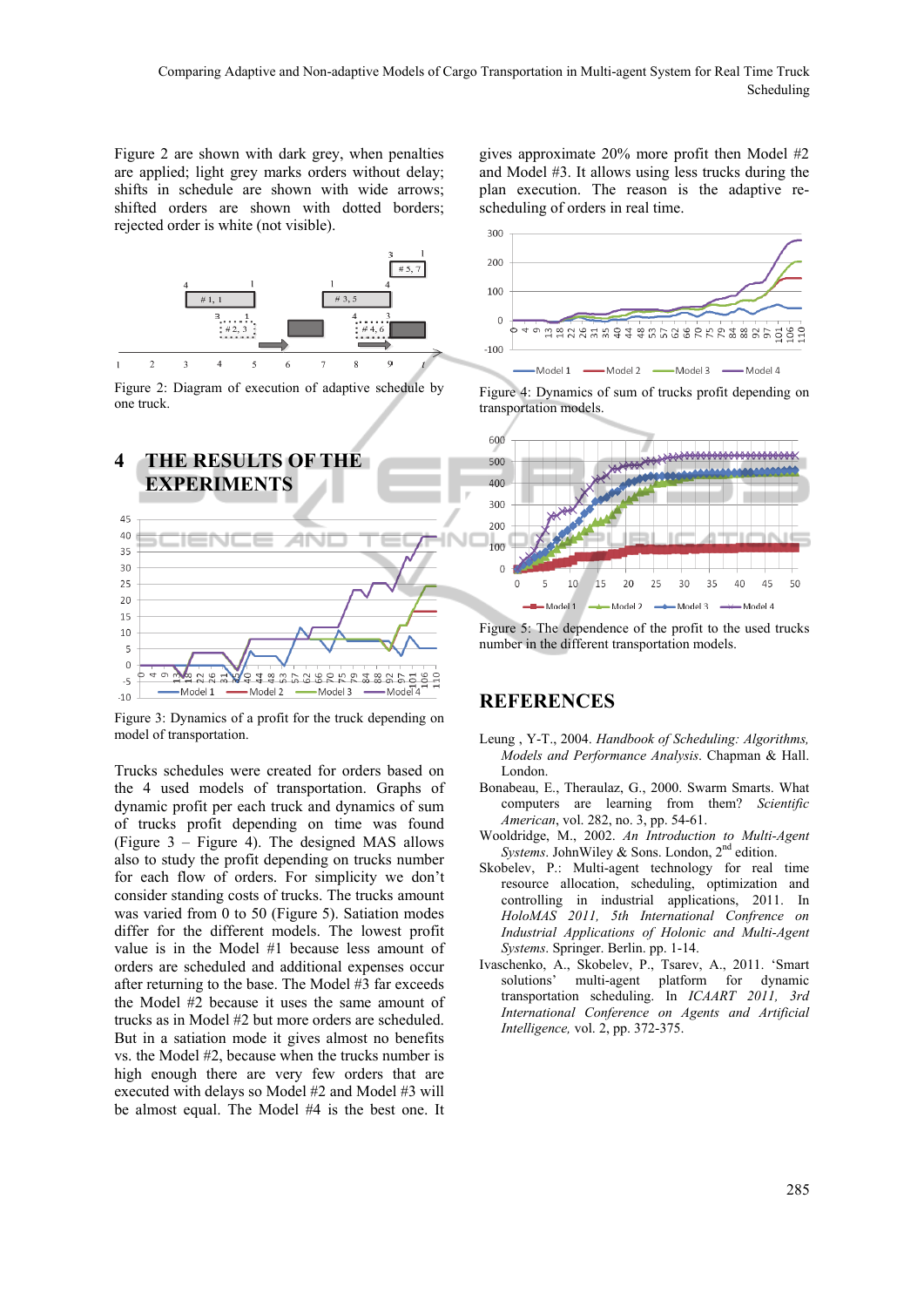Figure 2 are shown with dark grey, when penalties are applied; light grey marks orders without delay; shifts in schedule are shown with wide arrows; shifted orders are shown with dotted borders; rejected order is white (not visible).

Figure 2: Diagram of execution of adaptive schedule by one truck.

## 4 THE RESULTS OF THE EXPERIMENTS

Figure 3: Dynamics of a profit for the truck depending on model of transportation.

Trucks schedules were created for orders based on the 4 used models of transportation. Graphs of dynamic profit per each truck and dynamics of sum of trucks profit depending on time was found (Figure 3 – Figure 4). The designed MAS allows also to study the profit depending on trucks number for each flow of orders. For simplicity we don't consider standing costs of trucks. The trucks amount was varied from 0 to 50 (Figure 5). Satiation modes differ for the different models. The lowest profit value is in the Model #1 because less amount of orders are scheduled and additional expenses occur after returning to the base. The Model #3 far exceeds the Model #2 because it uses the same amount of trucks as in Model #2 but more orders are scheduled. But in a satiation mode it gives almost no benefits vs. the Model #2, because when the trucks number is high enough there are very few orders that are executed with delays so Model #2 and Model #3 will be almost equal. The Model #4 is the best one. It gives approximate 20% more profit then Model #2 and Model #3. It allows using less trucks during the plan execution. The reason is the adaptive re-scheduling of orders in real time.

Figure 4: Dynamics of sum of trucks profit depending on transportation models.

Figure 5: The dependence of the profit to the used trucks number in the different transportation models.

## REFERENCES

Leung , Y-T., 2004. *Handbook of Scheduling: Algorithms, Models and Performance Analysis*. Chapman & Hall. London.

Bonabeau, E., Theraulaz, G., 2000. Swarm Smarts. What computers are learning from them? *Scientific American*, vol. 282, no. 3, pp. 54-61.

Wooldridge, M., 2002. *An Introduction to Multi-Agent Systems*. JohnWiley & Sons. London, 2nd edition.

Skobelev, P.: Multi-agent technology for real time resource allocation, scheduling, optimization and controlling in industrial applications, 2011. In *HoloMAS 2011, 5th International Confrence on Industrial Applications of Holonic and Multi-Agent Systems*. Springer. Berlin. pp. 1-14.

Ivaschenko, A., Skobelev, P., Tsarev, A., 2011. 'Smart solutions' multi-agent platform for dynamic transportation scheduling. In *ICAART 2011, 3rd International Conference on Agents and Artificial Intelligence*, vol. 2, pp. 372-375.